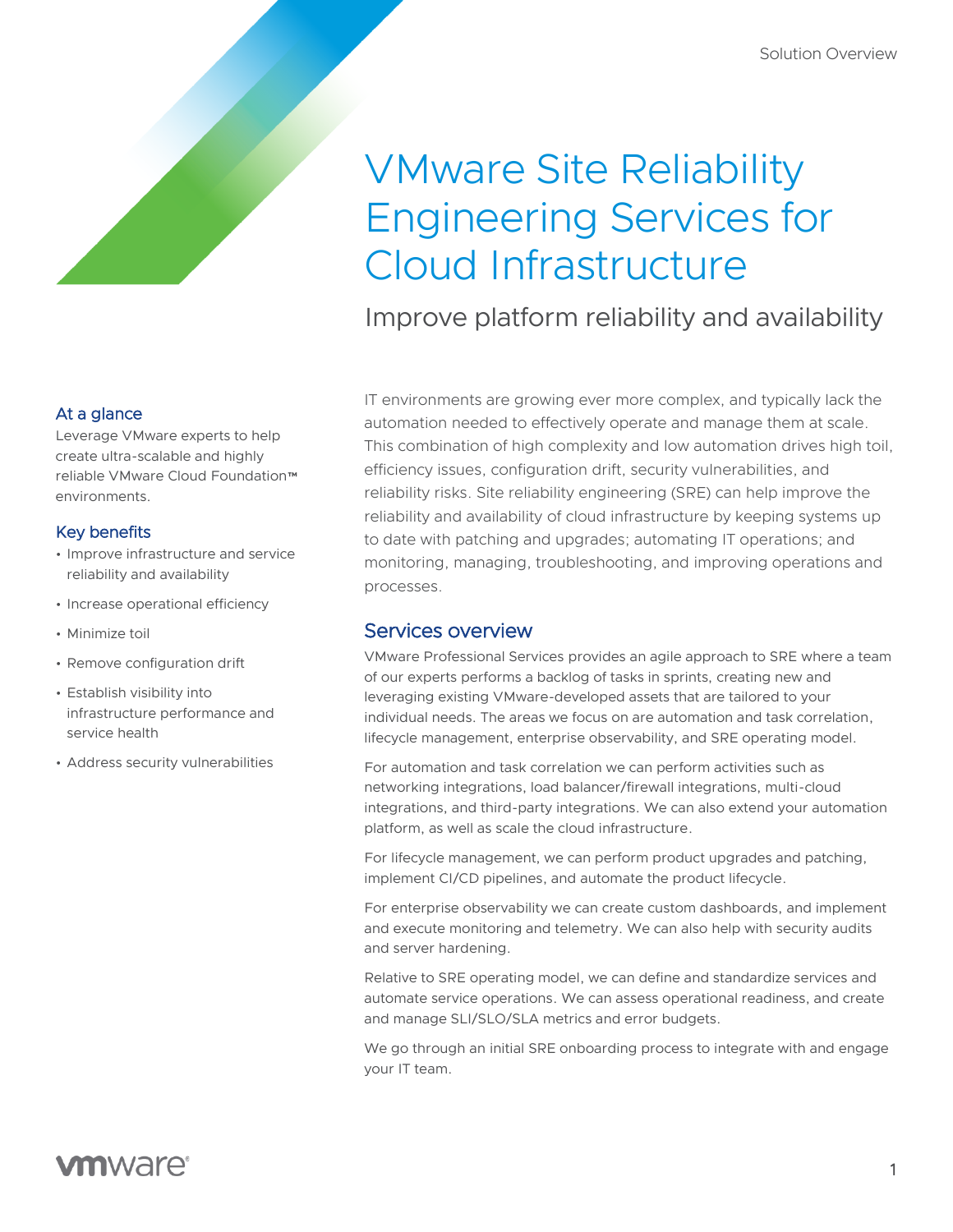Solution Overview

# VMware Site Reliability Engineering Services for Cloud Infrastructure

## Improve platform reliability and availability

### At a glance

Leverage VMware experts to help create ultra-scalable and highly reliable VMware Cloud Foundation™ environments.

### Key benefits

- Improve infrastructure and service reliability and availability
- Increase operational efficiency
- Minimize toil
- Remove configuration drift
- Establish visibility into infrastructure performance and service health
- Address security vulnerabilities

IT environments are growing ever more complex, and typically lack the automation needed to effectively operate and manage them at scale. This combination of high complexity and low automation drives high toil, efficiency issues, configuration drift, security vulnerabilities, and reliability risks. Site reliability engineering (SRE) can help improve the reliability and availability of cloud infrastructure by keeping systems up to date with patching and upgrades; automating IT operations; and monitoring, managing, troubleshooting, and improving operations and processes.

### Services overview

VMware Professional Services provides an agile approach to SRE where a team of our experts performs a backlog of tasks in sprints, creating new and leveraging existing VMware-developed assets that are tailored to your individual needs. The areas we focus on are automation and task correlation, lifecycle management, enterprise observability, and SRE operating model.

For automation and task correlation we can perform activities such as networking integrations, load balancer/firewall integrations, multi-cloud integrations, and third-party integrations. We can also extend your automation platform, as well as scale the cloud infrastructure.

For lifecycle management, we can perform product upgrades and patching, implement CI/CD pipelines, and automate the product lifecycle.

For enterprise observability we can create custom dashboards, and implement and execute monitoring and telemetry. We can also help with security audits and server hardening.

Relative to SRE operating model, we can define and standardize services and automate service operations. We can assess operational readiness, and create and manage SLI/SLO/SLA metrics and error budgets.

We go through an initial SRE onboarding process to integrate with and engage your IT team.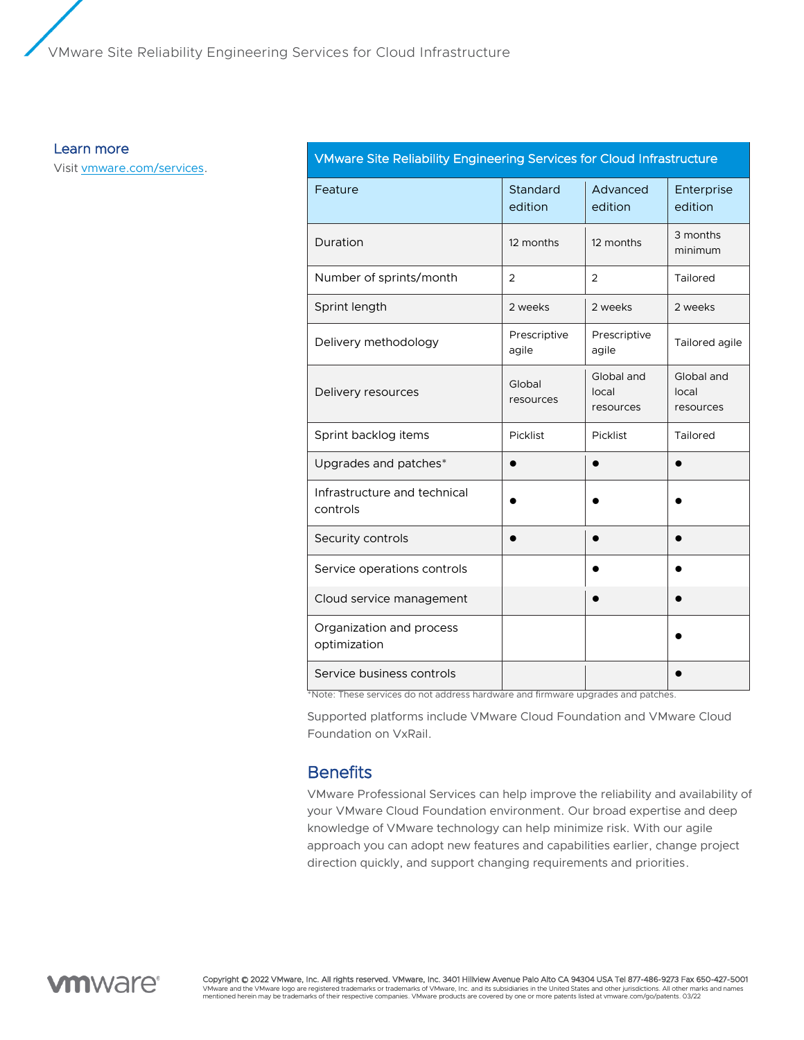## Learn more

Visit [vmware.com/services](vmware.com/services).

| VMware Site Reliability Engineering Services for Cloud Infrastructure | | | |
|---|---|---|---|
| Feature | Standard edition | Advanced edition | Enterprise edition |
| Duration | 12 months | 12 months | 3 months minimum |
| Number of sprints/month | 2 | 2 | Tailored |
| Sprint length | 2 weeks | 2 weeks | 2 weeks |
| Delivery methodology | Prescriptive agile | Prescriptive agile | Tailored agile |
| Delivery resources | Global resources | Global and local resources | Global and local resources |
| Sprint backlog items | Picklist | Picklist | Tailored |
| Upgrades and patches* | ● | ● | ● |
| Infrastructure and technical controls | ● | ● | ● |
| Security controls | ● | ● | ● |
| Service operations controls | | ● | ● |
| Cloud service management | | ● | ● |
| Organization and process optimization | | | ● |
| Service business controls | | | ● |

*Note: These services do not address hardware and firmware upgrades and patches.

Supported platforms include VMware Cloud Foundation and VMware Cloud Foundation on VxRail.

## Benefits

VMware Professional Services can help improve the reliability and availability of your VMware Cloud Foundation environment. Our broad expertise and deep knowledge of VMware technology can help minimize risk. With our agile approach you can adopt new features and capabilities earlier, change project direction quickly, and support changing requirements and priorities.

Copyright © 2022 VMware, Inc. All rights reserved. VMware, Inc. 3401 Hillview Avenue Palo Alto CA 94304 USA Tel 877-486-9273 Fax 650-427-5001 VMware and the VMware logo are registered trademarks or trademarks of VMware, Inc. and its subsidiaries in the United States and other jurisdictions. All other marks and names mentioned herein may be trademarks of their respective companies. VMware products are covered by one or more patents listed at vmware.com/go/patents. 03/22